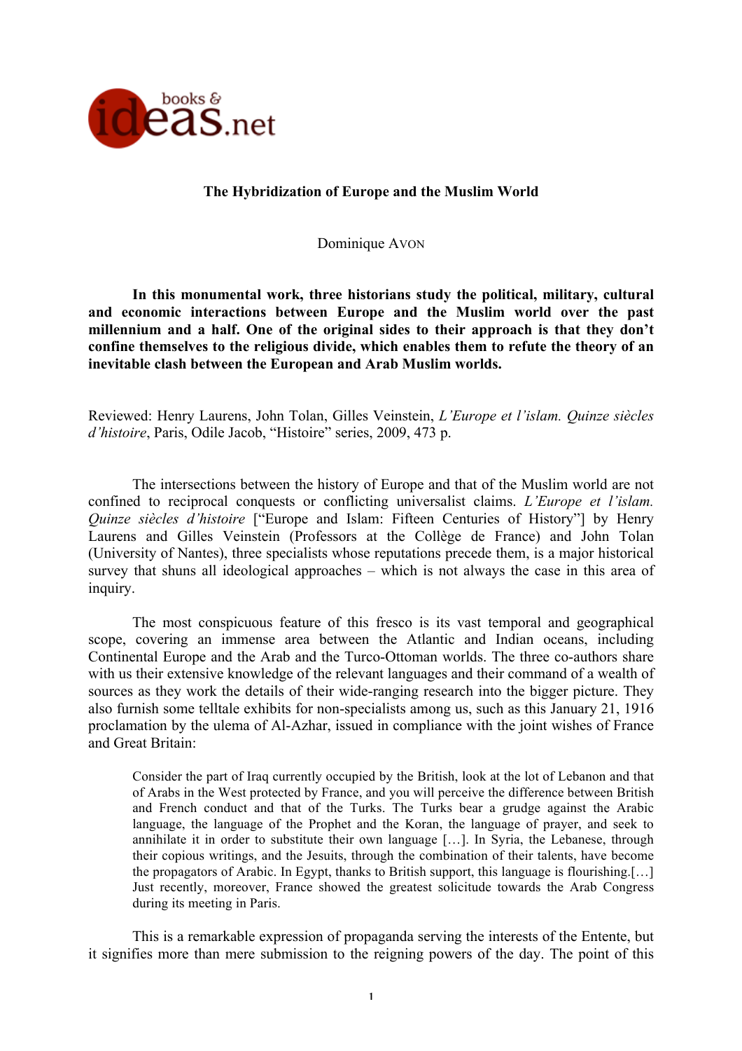# The Hybridization of Europe and the Muslim World

Dominique AVON

**In this monumental work, three historians study the political, military, cultural and economic interactions between Europe and the Muslim world over the past millennium and a half. One of the original sides to their approach is that they don't confine themselves to the religious divide, which enables them to refute the theory of an inevitable clash between the European and Arab Muslim worlds.**

Reviewed: Henry Laurens, John Tolan, Gilles Veinstein, *L'Europe et l'islam. Quinze siècles d'histoire*, Paris, Odile Jacob, "Histoire" series, 2009, 473 p.

The intersections between the history of Europe and that of the Muslim world are not confined to reciprocal conquests or conflicting universalist claims. *L'Europe et l'islam. Quinze siècles d'histoire* ["Europe and Islam: Fifteen Centuries of History"] by Henry Laurens and Gilles Veinstein (Professors at the Collège de France) and John Tolan (University of Nantes), three specialists whose reputations precede them, is a major historical survey that shuns all ideological approaches – which is not always the case in this area of inquiry.

The most conspicuous feature of this fresco is its vast temporal and geographical scope, covering an immense area between the Atlantic and Indian oceans, including Continental Europe and the Arab and the Turco-Ottoman worlds. The three co-authors share with us their extensive knowledge of the relevant languages and their command of a wealth of sources as they work the details of their wide-ranging research into the bigger picture. They also furnish some telltale exhibits for non-specialists among us, such as this January 21, 1916 proclamation by the ulema of Al-Azhar, issued in compliance with the joint wishes of France and Great Britain:

> Consider the part of Iraq currently occupied by the British, look at the lot of Lebanon and that of Arabs in the West protected by France, and you will perceive the difference between British and French conduct and that of the Turks. The Turks bear a grudge against the Arabic language, the language of the Prophet and the Koran, the language of prayer, and seek to annihilate it in order to substitute their own language […]. In Syria, the Lebanese, through their copious writings, and the Jesuits, through the combination of their talents, have become the propagators of Arabic. In Egypt, thanks to British support, this language is flourishing.[…] Just recently, moreover, France showed the greatest solicitude towards the Arab Congress during its meeting in Paris.

This is a remarkable expression of propaganda serving the interests of the Entente, but it signifies more than mere submission to the reigning powers of the day. The point of this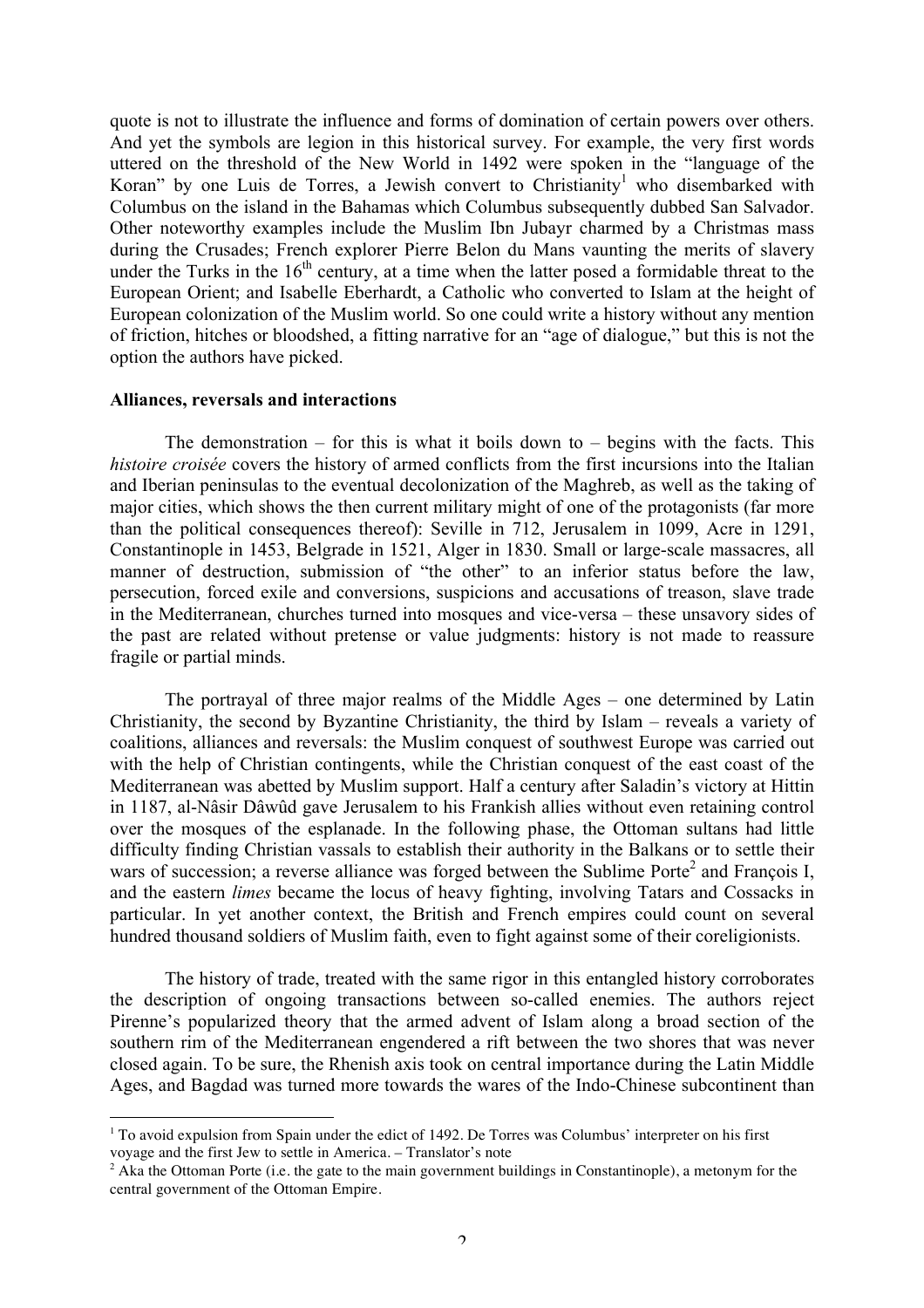quote is not to illustrate the influence and forms of domination of certain powers over others. And yet the symbols are legion in this historical survey. For example, the very first words uttered on the threshold of the New World in 1492 were spoken in the "language of the Koran" by one Luis de Torres, a Jewish convert to Christianity[1] who disembarked with Columbus on the island in the Bahamas which Columbus subsequently dubbed San Salvador. Other noteworthy examples include the Muslim Ibn Jubayr charmed by a Christmas mass during the Crusades; French explorer Pierre Belon du Mans vaunting the merits of slavery under the Turks in the 16th century, at a time when the latter posed a formidable threat to the European Orient; and Isabelle Eberhardt, a Catholic who converted to Islam at the height of European colonization of the Muslim world. So one could write a history without any mention of friction, hitches or bloodshed, a fitting narrative for an "age of dialogue," but this is not the option the authors have picked.

**Alliances, reversals and interactions**

The demonstration – for this is what it boils down to – begins with the facts. This *histoire croisée* covers the history of armed conflicts from the first incursions into the Italian and Iberian peninsulas to the eventual decolonization of the Maghreb, as well as the taking of major cities, which shows the then current military might of one of the protagonists (far more than the political consequences thereof): Seville in 712, Jerusalem in 1099, Acre in 1291, Constantinople in 1453, Belgrade in 1521, Alger in 1830. Small or large-scale massacres, all manner of destruction, submission of "the other" to an inferior status before the law, persecution, forced exile and conversions, suspicions and accusations of treason, slave trade in the Mediterranean, churches turned into mosques and vice-versa – these unsavory sides of the past are related without pretense or value judgments: history is not made to reassure fragile or partial minds.

The portrayal of three major realms of the Middle Ages – one determined by Latin Christianity, the second by Byzantine Christianity, the third by Islam – reveals a variety of coalitions, alliances and reversals: the Muslim conquest of southwest Europe was carried out with the help of Christian contingents, while the Christian conquest of the east coast of the Mediterranean was abetted by Muslim support. Half a century after Saladin's victory at Hittin in 1187, al-Nâsir Dâwûd gave Jerusalem to his Frankish allies without even retaining control over the mosques of the esplanade. In the following phase, the Ottoman sultans had little difficulty finding Christian vassals to establish their authority in the Balkans or to settle their wars of succession; a reverse alliance was forged between the Sublime Porte[2] and François I, and the eastern *limes* became the locus of heavy fighting, involving Tatars and Cossacks in particular. In yet another context, the British and French empires could count on several hundred thousand soldiers of Muslim faith, even to fight against some of their coreligionists.

The history of trade, treated with the same rigor in this entangled history corroborates the description of ongoing transactions between so-called enemies. The authors reject Pirenne's popularized theory that the armed advent of Islam along a broad section of the southern rim of the Mediterranean engendered a rift between the two shores that was never closed again. To be sure, the Rhenish axis took on central importance during the Latin Middle Ages, and Bagdad was turned more towards the wares of the Indo-Chinese subcontinent than

---

[1] To avoid expulsion from Spain under the edict of 1492. De Torres was Columbus' interpreter on his first voyage and the first Jew to settle in America. – Translator's note

[2] Aka the Ottoman Porte (i.e. the gate to the main government buildings in Constantinople), a metonym for the central government of the Ottoman Empire.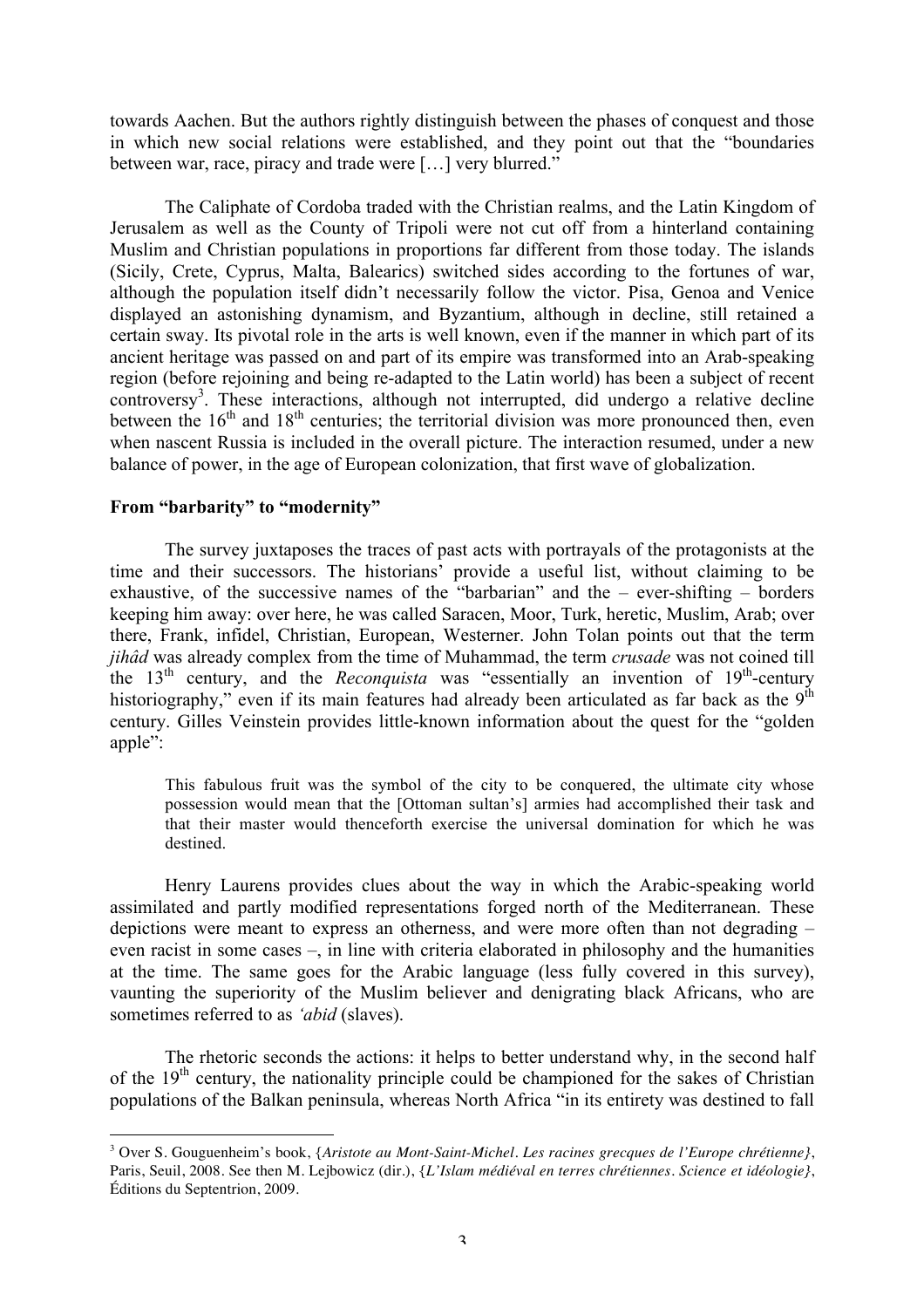towards Aachen. But the authors rightly distinguish between the phases of conquest and those in which new social relations were established, and they point out that the "boundaries between war, race, piracy and trade were […] very blurred."

The Caliphate of Cordoba traded with the Christian realms, and the Latin Kingdom of Jerusalem as well as the County of Tripoli were not cut off from a hinterland containing Muslim and Christian populations in proportions far different from those today. The islands (Sicily, Crete, Cyprus, Malta, Balearics) switched sides according to the fortunes of war, although the population itself didn't necessarily follow the victor. Pisa, Genoa and Venice displayed an astonishing dynamism, and Byzantium, although in decline, still retained a certain sway. Its pivotal role in the arts is well known, even if the manner in which part of its ancient heritage was passed on and part of its empire was transformed into an Arab-speaking region (before rejoining and being re-adapted to the Latin world) has been a subject of recent controversy[3]. These interactions, although not interrupted, did undergo a relative decline between the 16th and 18th centuries; the territorial division was more pronounced then, even when nascent Russia is included in the overall picture. The interaction resumed, under a new balance of power, in the age of European colonization, that first wave of globalization.

**From "barbarity" to "modernity"**

The survey juxtaposes the traces of past acts with portrayals of the protagonists at the time and their successors. The historians' provide a useful list, without claiming to be exhaustive, of the successive names of the "barbarian" and the – ever-shifting – borders keeping him away: over here, he was called Saracen, Moor, Turk, heretic, Muslim, Arab; over there, Frank, infidel, Christian, European, Westerner. John Tolan points out that the term *jihâd* was already complex from the time of Muhammad, the term *crusade* was not coined till the 13th century, and the *Reconquista* was "essentially an invention of 19th-century historiography," even if its main features had already been articulated as far back as the 9th century. Gilles Veinstein provides little-known information about the quest for the "golden apple":

> This fabulous fruit was the symbol of the city to be conquered, the ultimate city whose possession would mean that the [Ottoman sultan's] armies had accomplished their task and that their master would thenceforth exercise the universal domination for which he was destined.

Henry Laurens provides clues about the way in which the Arabic-speaking world assimilated and partly modified representations forged north of the Mediterranean. These depictions were meant to express an otherness, and were more often than not degrading – even racist in some cases –, in line with criteria elaborated in philosophy and the humanities at the time. The same goes for the Arabic language (less fully covered in this survey), vaunting the superiority of the Muslim believer and denigrating black Africans, who are sometimes referred to as *'abid* (slaves).

The rhetoric seconds the actions: it helps to better understand why, in the second half of the 19th century, the nationality principle could be championed for the sakes of Christian populations of the Balkan peninsula, whereas North Africa "in its entirety was destined to fall

---

[3] Over S. Gouguenheim's book, {*Aristote au Mont-Saint-Michel. Les racines grecques de l'Europe chrétienne}*, Paris, Seuil, 2008. See then M. Lejbowicz (dir.), {*L'Islam médiéval en terres chrétiennes. Science et idéologie}*, Éditions du Septentrion, 2009.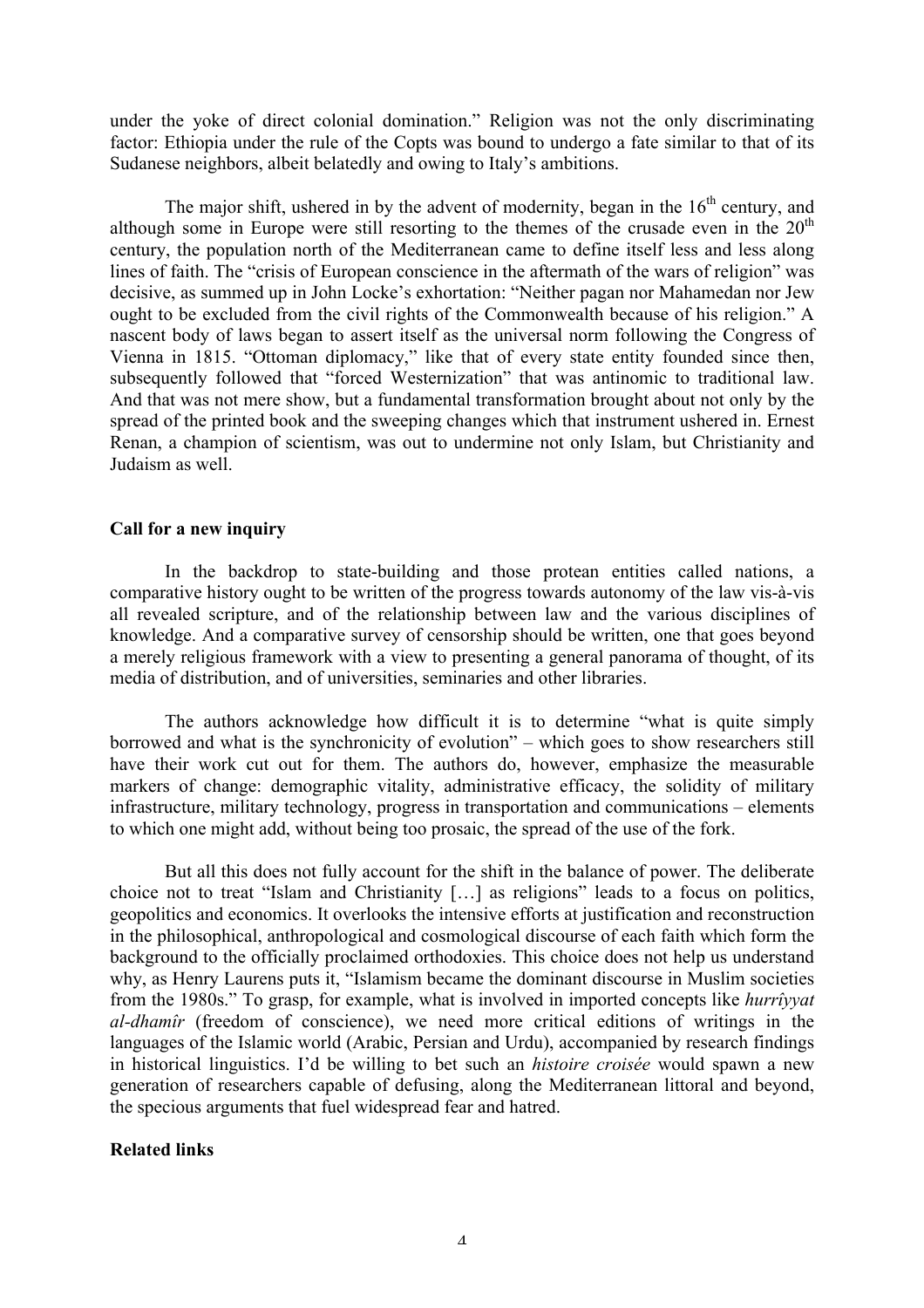under the yoke of direct colonial domination." Religion was not the only discriminating factor: Ethiopia under the rule of the Copts was bound to undergo a fate similar to that of its Sudanese neighbors, albeit belatedly and owing to Italy's ambitions.

The major shift, ushered in by the advent of modernity, began in the 16th century, and although some in Europe were still resorting to the themes of the crusade even in the 20th century, the population north of the Mediterranean came to define itself less and less along lines of faith. The "crisis of European conscience in the aftermath of the wars of religion" was decisive, as summed up in John Locke's exhortation: "Neither pagan nor Mahamedan nor Jew ought to be excluded from the civil rights of the Commonwealth because of his religion." A nascent body of laws began to assert itself as the universal norm following the Congress of Vienna in 1815. "Ottoman diplomacy," like that of every state entity founded since then, subsequently followed that "forced Westernization" that was antinomic to traditional law. And that was not mere show, but a fundamental transformation brought about not only by the spread of the printed book and the sweeping changes which that instrument ushered in. Ernest Renan, a champion of scientism, was out to undermine not only Islam, but Christianity and Judaism as well.

## Call for a new inquiry

In the backdrop to state-building and those protean entities called nations, a comparative history ought to be written of the progress towards autonomy of the law vis-à-vis all revealed scripture, and of the relationship between law and the various disciplines of knowledge. And a comparative survey of censorship should be written, one that goes beyond a merely religious framework with a view to presenting a general panorama of thought, of its media of distribution, and of universities, seminaries and other libraries.

The authors acknowledge how difficult it is to determine "what is quite simply borrowed and what is the synchronicity of evolution" – which goes to show researchers still have their work cut out for them. The authors do, however, emphasize the measurable markers of change: demographic vitality, administrative efficacy, the solidity of military infrastructure, military technology, progress in transportation and communications – elements to which one might add, without being too prosaic, the spread of the use of the fork.

But all this does not fully account for the shift in the balance of power. The deliberate choice not to treat "Islam and Christianity […] as religions" leads to a focus on politics, geopolitics and economics. It overlooks the intensive efforts at justification and reconstruction in the philosophical, anthropological and cosmological discourse of each faith which form the background to the officially proclaimed orthodoxies. This choice does not help us understand why, as Henry Laurens puts it, "Islamism became the dominant discourse in Muslim societies from the 1980s." To grasp, for example, what is involved in imported concepts like *hurrîyyat al-dhamîr* (freedom of conscience), we need more critical editions of writings in the languages of the Islamic world (Arabic, Persian and Urdu), accompanied by research findings in historical linguistics. I'd be willing to bet such an *histoire croisée* would spawn a new generation of researchers capable of defusing, along the Mediterranean littoral and beyond, the specious arguments that fuel widespread fear and hatred.

## Related links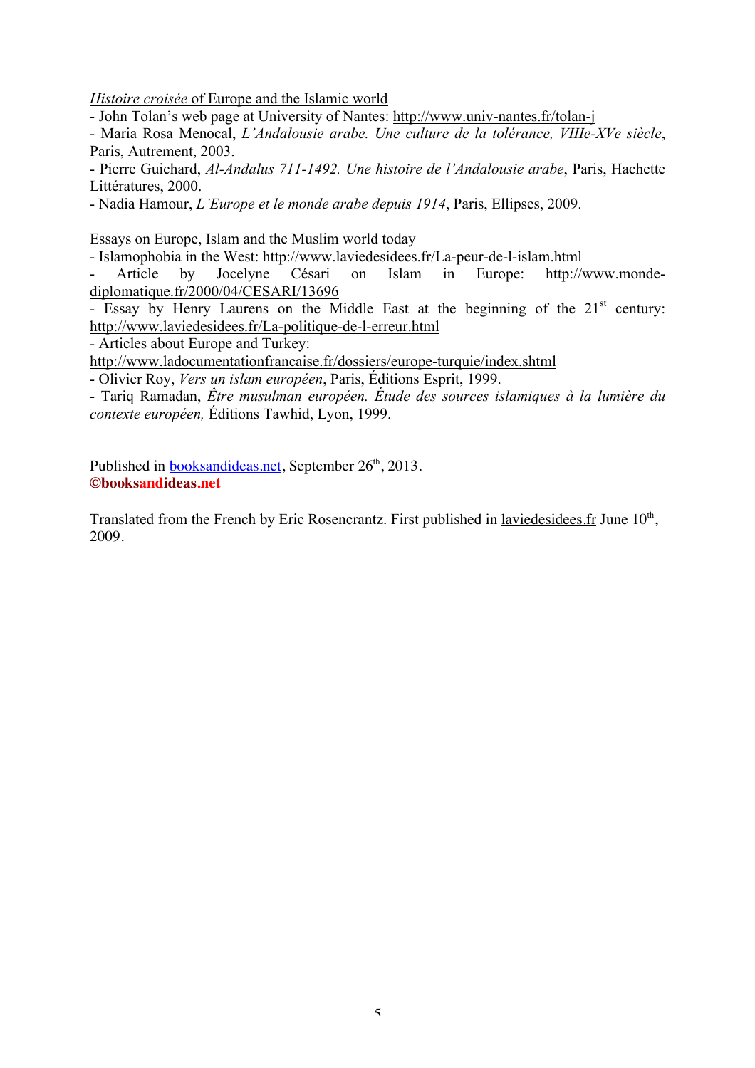*Histoire croisée* of Europe and the Islamic world

- John Tolan's web page at University of Nantes: http://www.univ-nantes.fr/tolan-j
- Maria Rosa Menocal, *L'Andalousie arabe. Une culture de la tolérance, VIIIe-XVe siècle*, Paris, Autrement, 2003.
- Pierre Guichard, *Al-Andalus 711-1492. Une histoire de l'Andalousie arabe*, Paris, Hachette Littératures, 2000.
- Nadia Hamour, *L'Europe et le monde arabe depuis 1914*, Paris, Ellipses, 2009.

Essays on Europe, Islam and the Muslim world today

- Islamophobia in the West: http://www.laviedesidees.fr/La-peur-de-l-islam.html
- Article by Jocelyne Césari on Islam in Europe: http://www.monde-diplomatique.fr/2000/04/CESARI/13696
- Essay by Henry Laurens on the Middle East at the beginning of the 21st century: http://www.laviedesidees.fr/La-politique-de-l-erreur.html
- Articles about Europe and Turkey: http://www.ladocumentationfrancaise.fr/dossiers/europe-turquie/index.shtml
- Olivier Roy, *Vers un islam européen*, Paris, Éditions Esprit, 1999.
- Tariq Ramadan, *Être musulman européen. Étude des sources islamiques à la lumière du contexte européen,* Éditions Tawhid, Lyon, 1999.

Published in booksandideas.net, September 26th, 2013.
**©booksandideas.net**

Translated from the French by Eric Rosencrantz. First published in laviedesidees.fr June 10th, 2009.